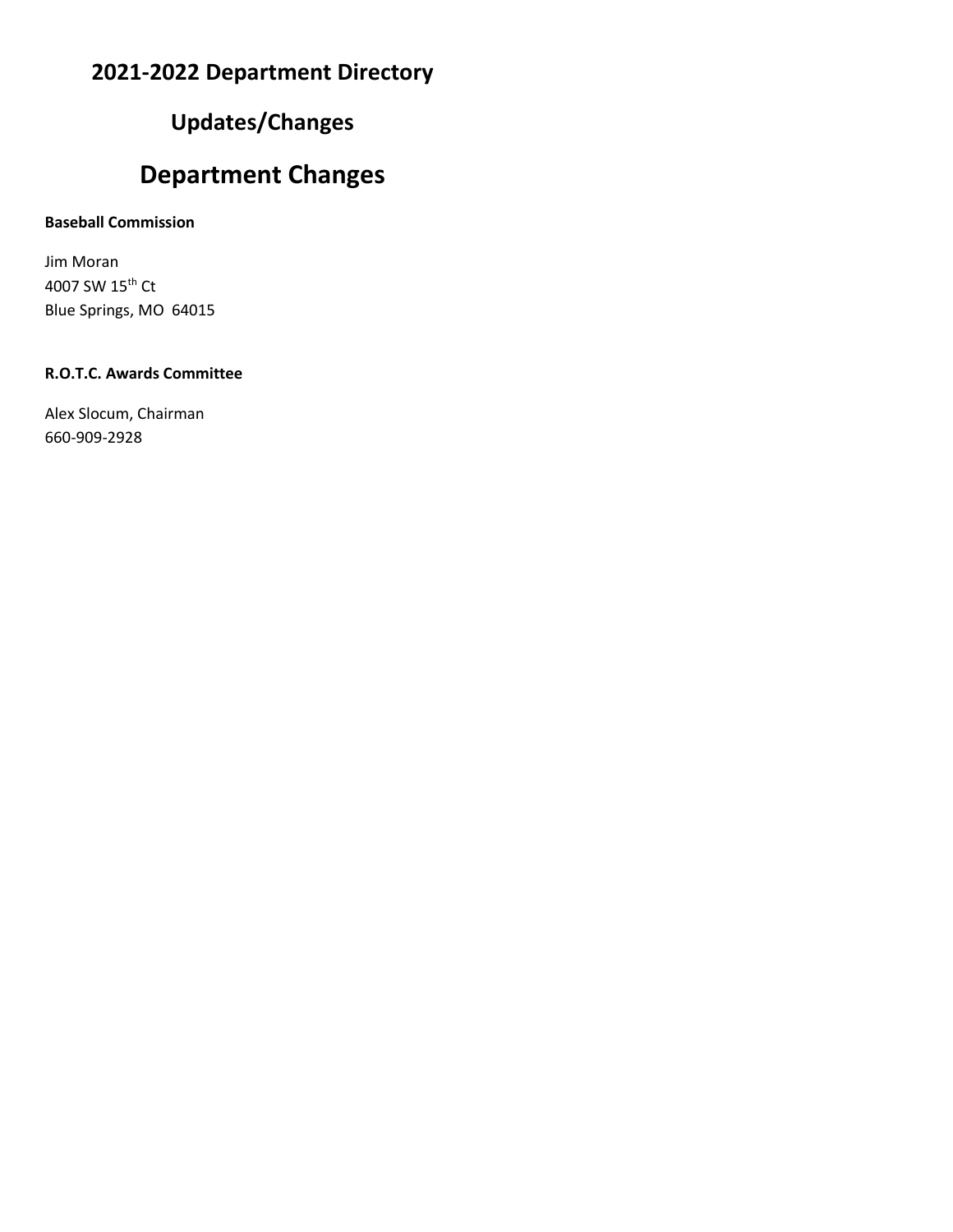# 2021-2022 Department Directory

## Updates/Changes

# Department Changes

**Baseball Commission**

Jim Moran
4007 SW 15th Ct
Blue Springs, MO 64015

**R.O.T.C. Awards Committee**

Alex Slocum, Chairman
660-909-2928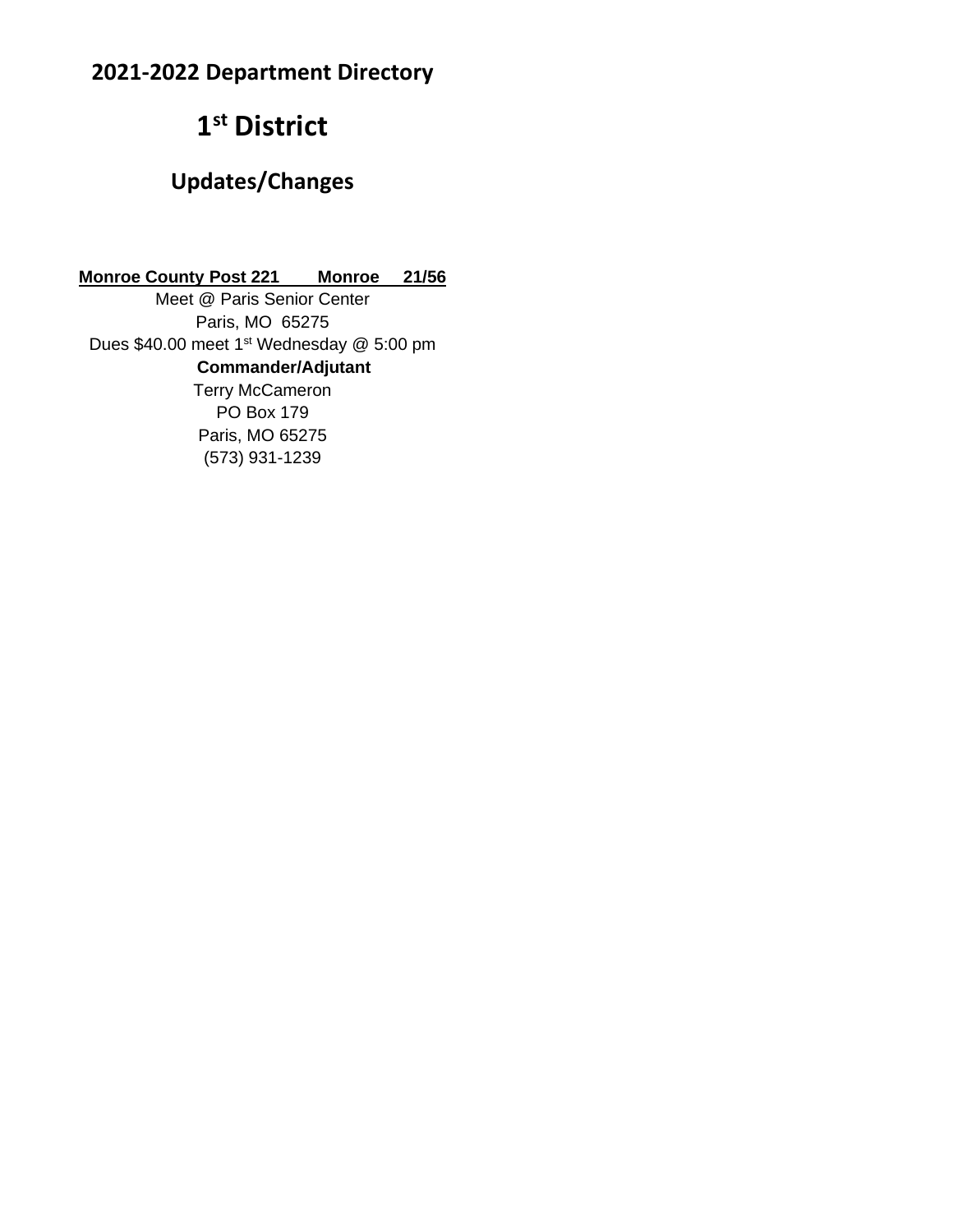## 2021-2022 Department Directory

# 1st District

### Updates/Changes

**Monroe County Post 221 Monroe 21/56**

Meet @ Paris Senior Center
Paris, MO 65275
Dues $40.00 meet 1st Wednesday @ 5:00 pm

**Commander/Adjutant**

Terry McCameron
PO Box 179
Paris, MO 65275
(573) 931-1239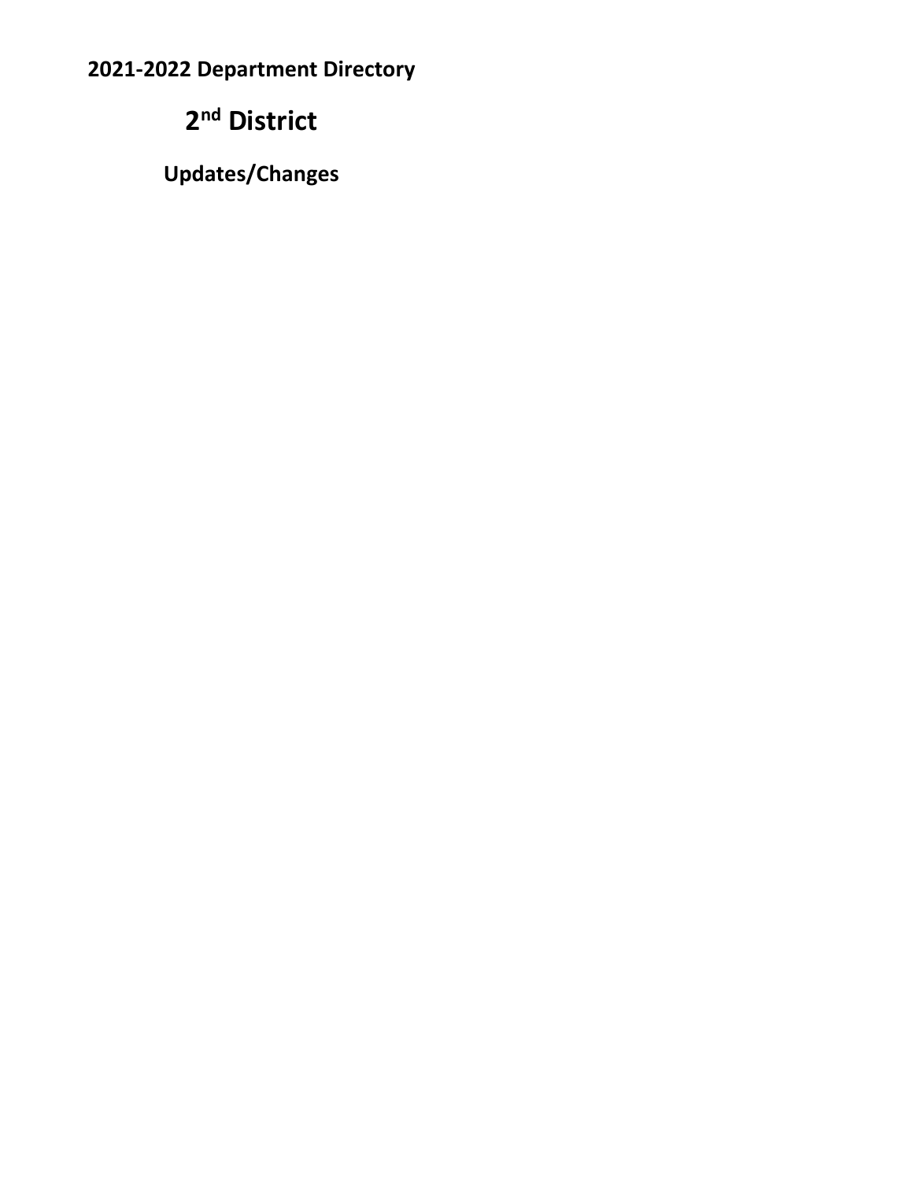**2021-2022 Department Directory**

# 2nd District

## Updates/Changes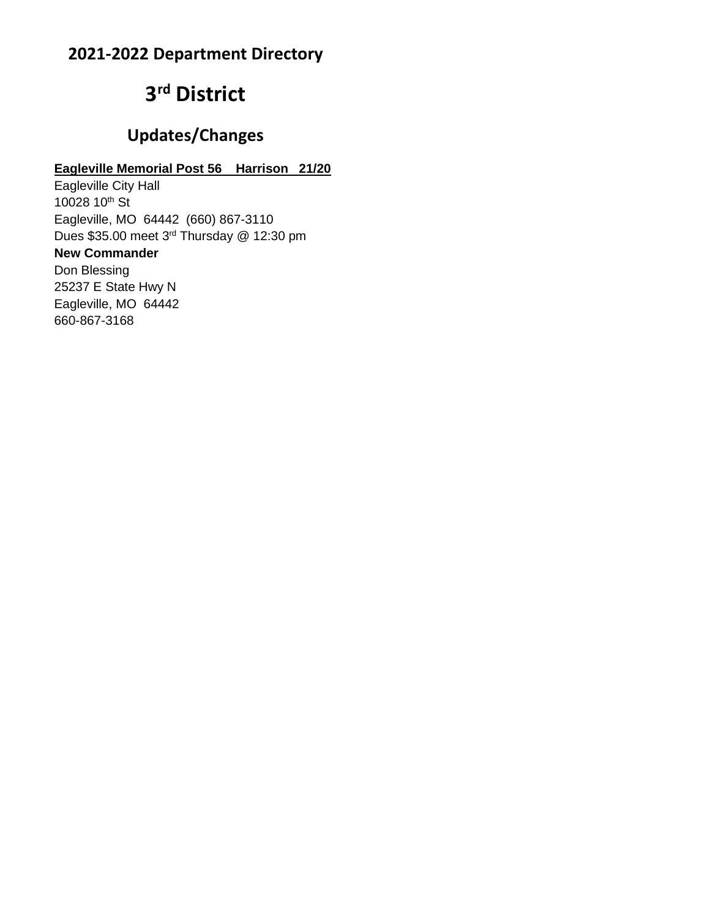## 2021-2022 Department Directory

# 3rd District

## Updates/Changes

**Eagleville Memorial Post 56 Harrison 21/20**

Eagleville City Hall
10028 10th St
Eagleville, MO 64442 (660) 867-3110
Dues $35.00 meet 3rd Thursday @ 12:30 pm

**New Commander**

Don Blessing
25237 E State Hwy N
Eagleville, MO 64442
660-867-3168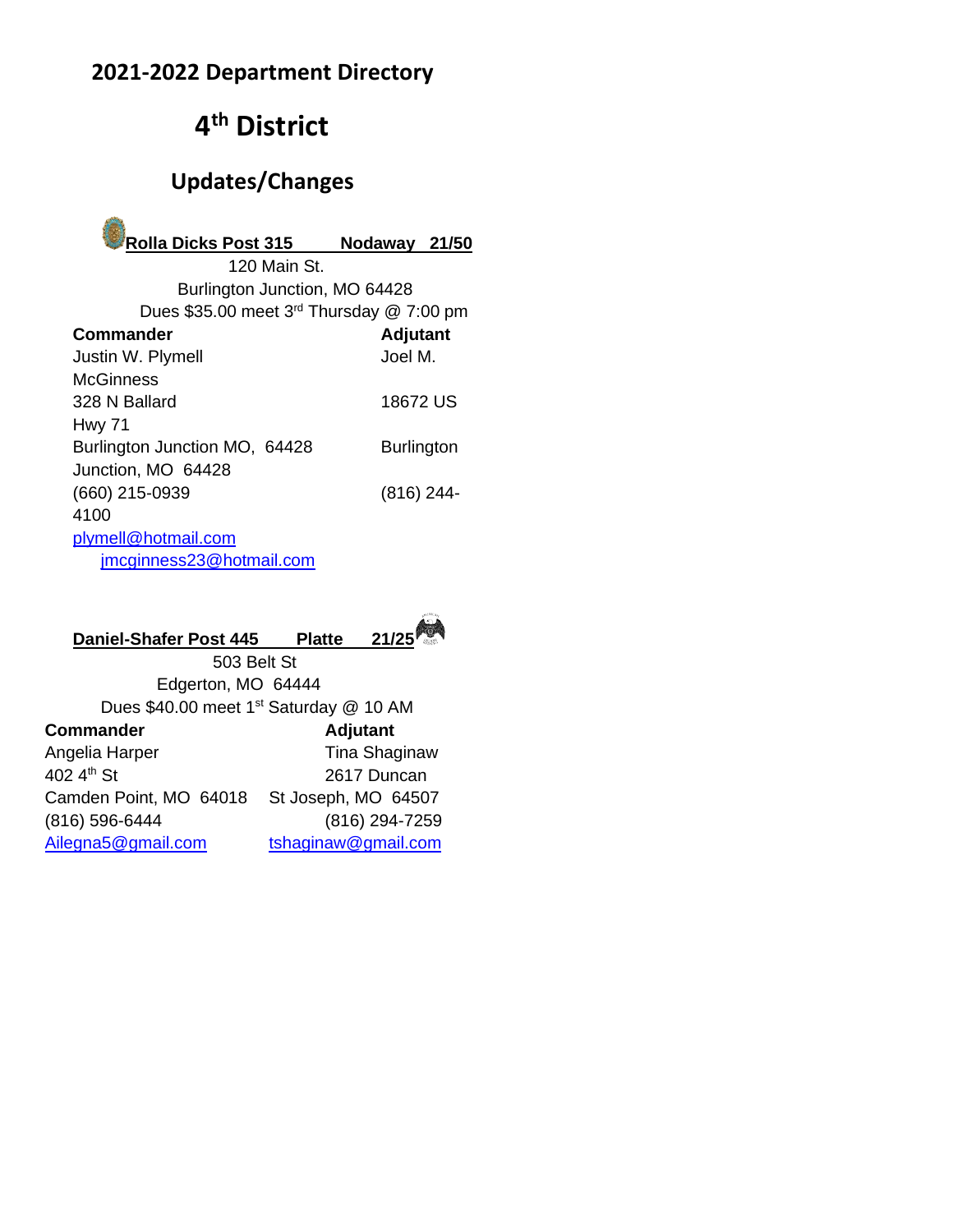## 2021-2022 Department Directory

# 4th District

## Updates/Changes

**Rolla Dicks Post 315 Nodaway 21/50**

120 Main St.
Burlington Junction, MO 64428
Dues $35.00 meet 3rd Thursday @ 7:00 pm

| Commander | Adjutant |
| --- | --- |
| Justin W. Plymell | Joel M. McGinness |
| 328 N Ballard | 18672 US Hwy 71 |
| Burlington Junction MO, 64428 | Burlington Junction, MO 64428 |
| (660) 215-0939 | (816) 244-4100 |
| plymell@hotmail.com | jmcginness23@hotmail.com |

**Daniel-Shafer Post 445 Platte 21/25**

503 Belt St
Edgerton, MO 64444
Dues $40.00 meet 1st Saturday @ 10 AM

| Commander | Adjutant |
| --- | --- |
| Angelia Harper | Tina Shaginaw |
| 402 4th St | 2617 Duncan |
| Camden Point, MO 64018 | St Joseph, MO 64507 |
| (816) 596-6444 | (816) 294-7259 |
| Ailegna5@gmail.com | tshaginaw@gmail.com |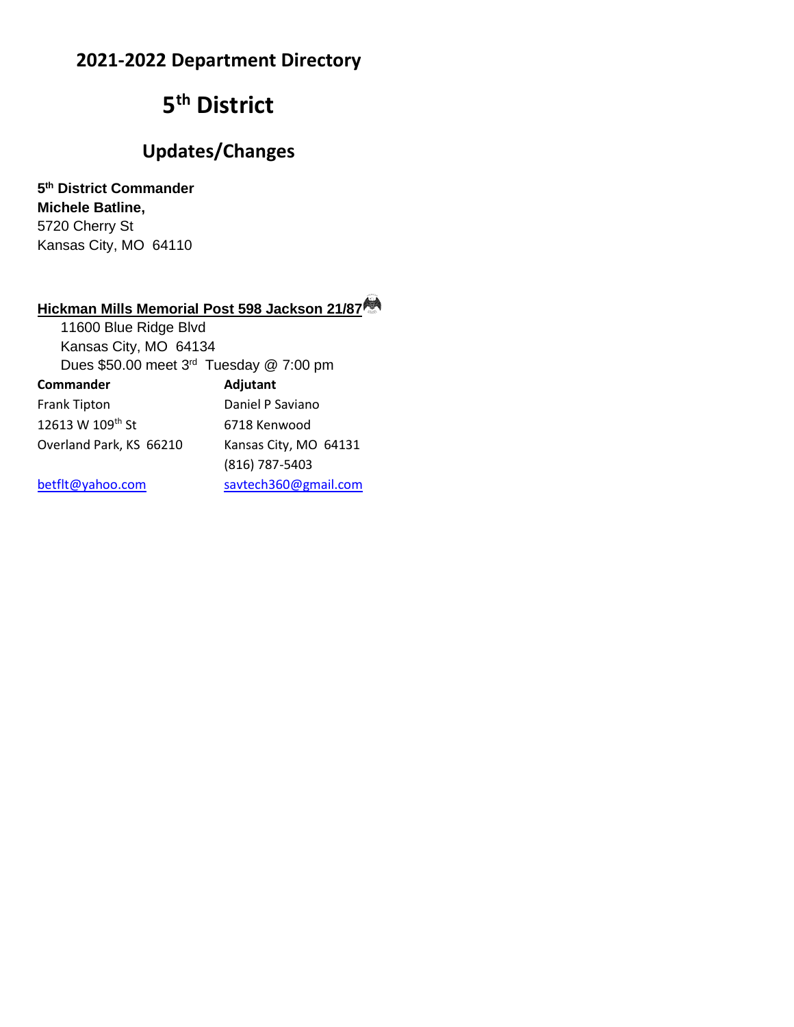## 2021-2022 Department Directory

# 5th District

## Updates/Changes

**5th District Commander**
**Michele Batline,**
5720 Cherry St
Kansas City, MO 64110

**Hickman Mills Memorial Post 598 Jackson 21/87**

11600 Blue Ridge Blvd
Kansas City, MO 64134
Dues $50.00 meet 3rd Tuesday @ 7:00 pm

| **Commander** | **Adjutant** |
|---|---|
| Frank Tipton | Daniel P Saviano |
| 12613 W 109th St | 6718 Kenwood |
| Overland Park, KS 66210 | Kansas City, MO 64131 |
| | (816) 787-5403 |
| betflt@yahoo.com | savtech360@gmail.com |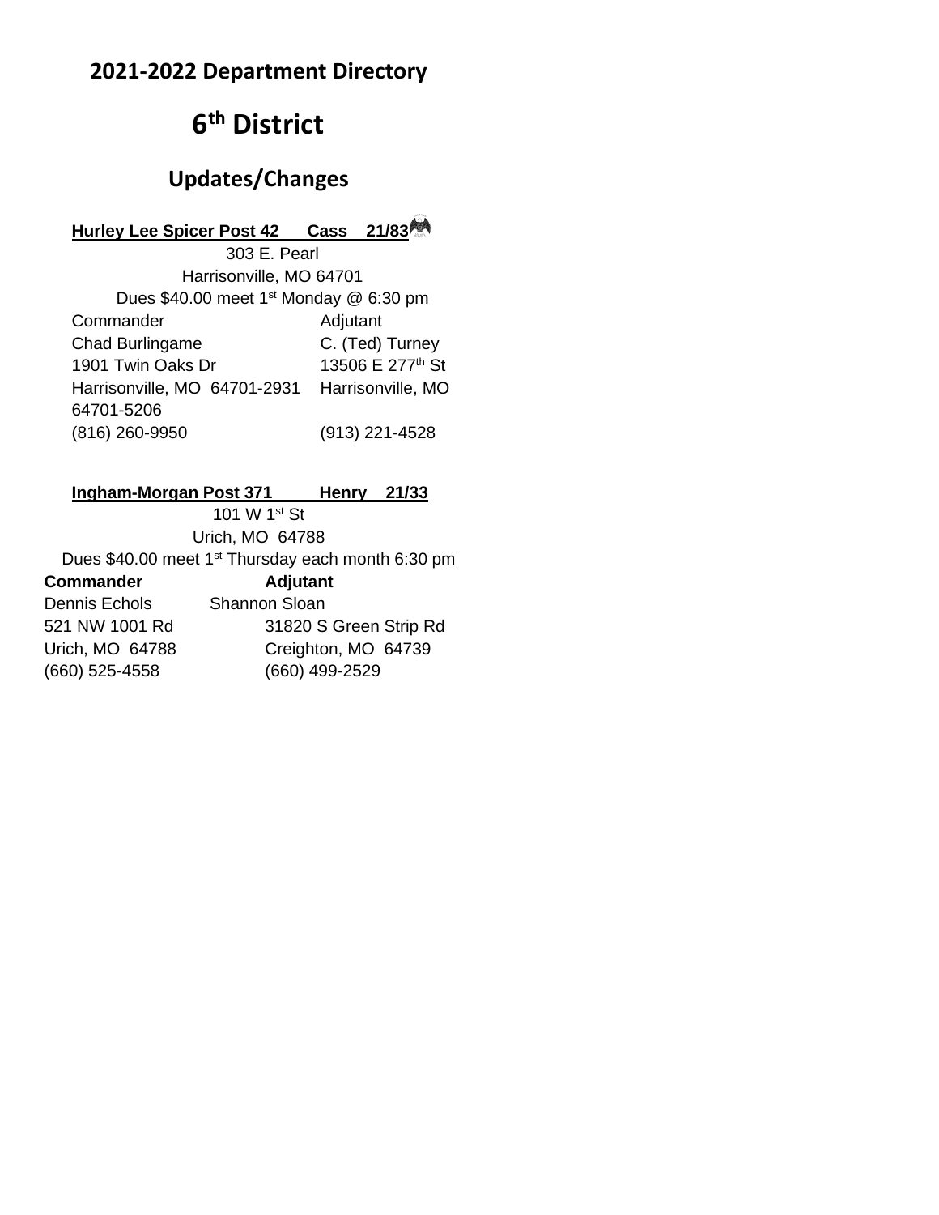## 2021-2022 Department Directory

# 6th District

## Updates/Changes

**Hurley Lee Spicer Post 42 Cass 21/83**

303 E. Pearl
Harrisonville, MO 64701
Dues $40.00 meet 1st Monday @ 6:30 pm

| Commander | Adjutant |
|---|---|
| Chad Burlingame | C. (Ted) Turney |
| 1901 Twin Oaks Dr | 13506 E 277th St |
| Harrisonville, MO 64701-2931 | Harrisonville, MO 64701-5206 |
| (816) 260-9950 | (913) 221-4528 |

**Ingham-Morgan Post 371 Henry 21/33**

101 W 1st St
Urich, MO 64788
Dues $40.00 meet 1st Thursday each month 6:30 pm

| **Commander** | **Adjutant** |
|---|---|
| Dennis Echols | Shannon Sloan |
| 521 NW 1001 Rd | 31820 S Green Strip Rd |
| Urich, MO 64788 | Creighton, MO 64739 |
| (660) 525-4558 | (660) 499-2529 |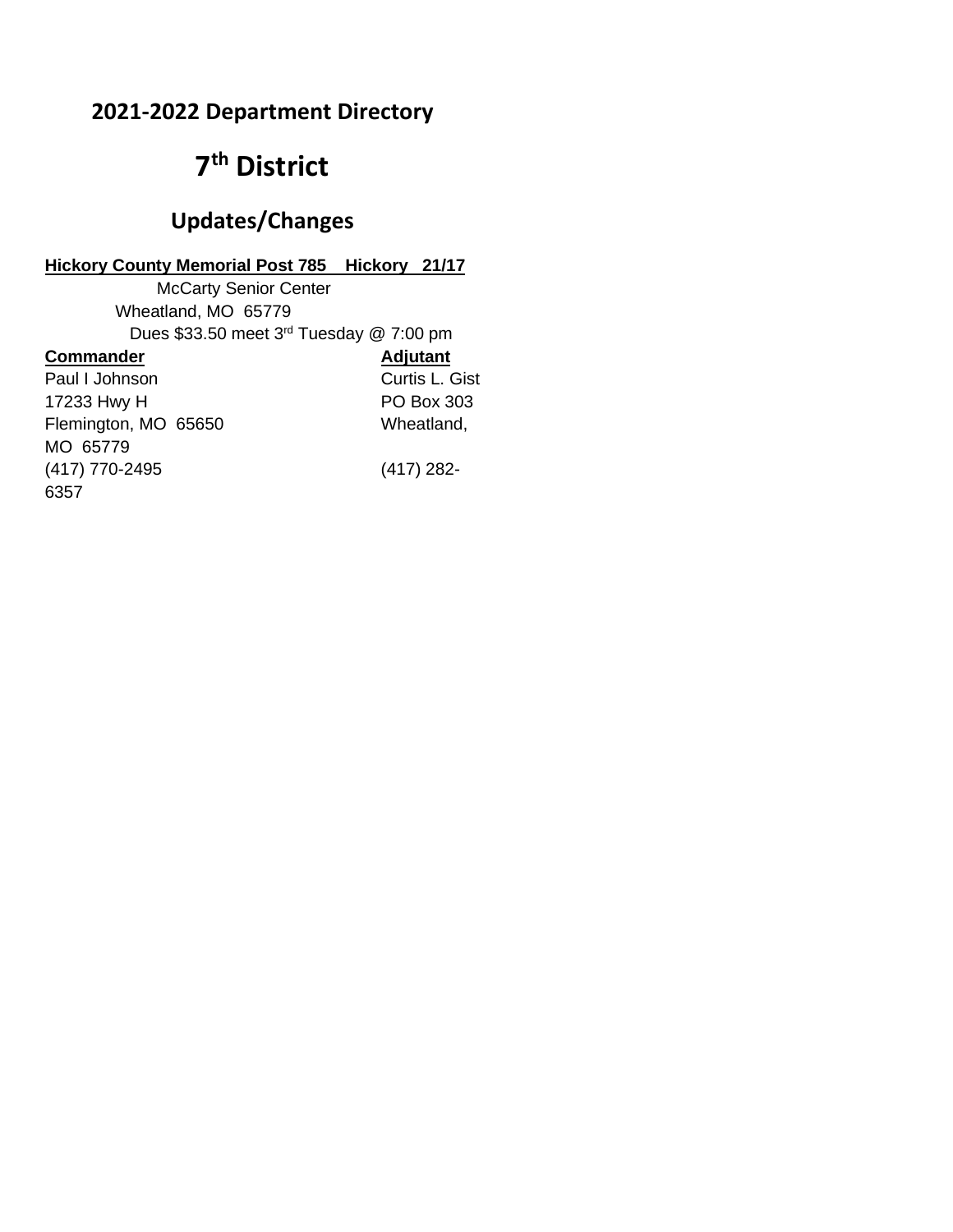## 2021-2022 Department Directory

# 7th District

## Updates/Changes

**Hickory County Memorial Post 785 Hickory 21/17**

McCarty Senior Center
Wheatland, MO 65779
Dues $33.50 meet 3rd Tuesday @ 7:00 pm

| **Commander** | **Adjutant** |
|---|---|
| Paul I Johnson | Curtis L. Gist |
| 17233 Hwy H | PO Box 303 |
| Flemington, MO 65650 | Wheatland, MO 65779 |
| (417) 770-2495 | (417) 282-6357 |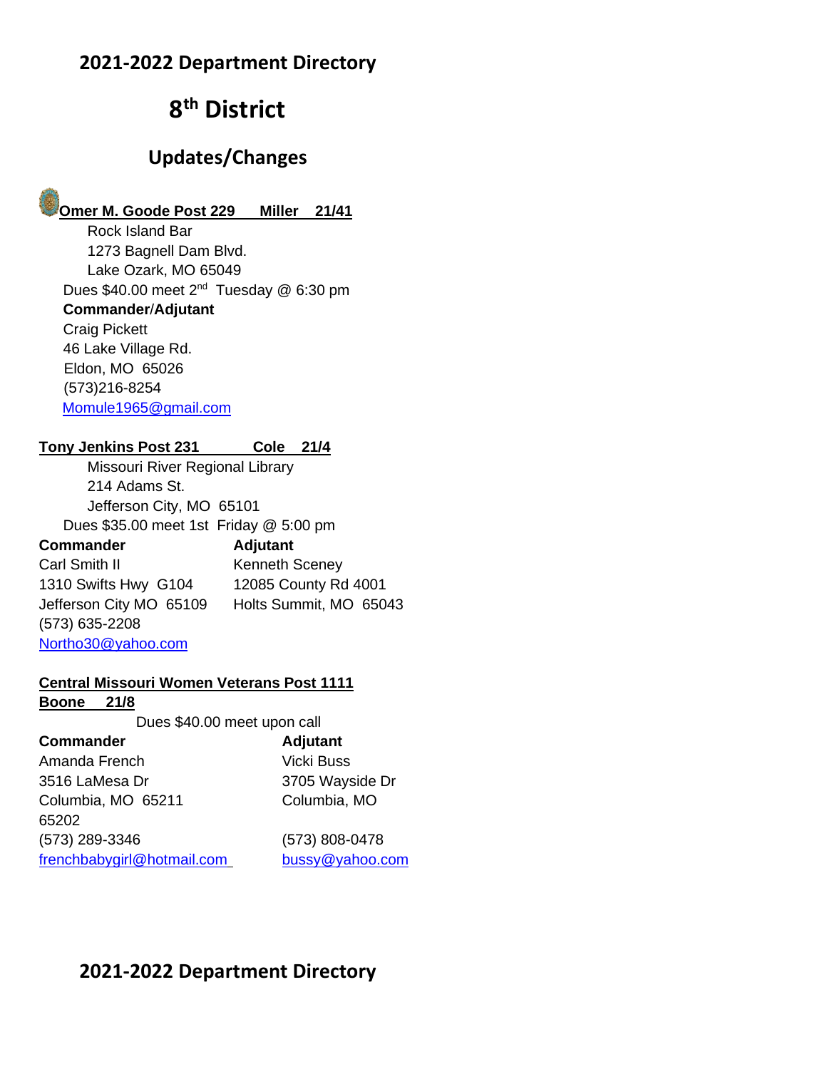# 2021-2022 Department Directory

## 8th District

### Updates/Changes

**Omer M. Goode Post 229    Miller  21/41**

Rock Island Bar
1273 Bagnell Dam Blvd.
Lake Ozark, MO 65049

Dues $40.00 meet 2nd Tuesday @ 6:30 pm

**Commander/Adjutant**

Craig Pickett
46 Lake Village Rd.
Eldon, MO 65026
(573)216-8254
Momule1965@gmail.com

**Tony Jenkins Post 231     Cole  21/4**

Missouri River Regional Library
214 Adams St.
Jefferson City, MO 65101

Dues $35.00 meet 1st Friday @ 5:00 pm

**Commander**

Carl Smith II
1310 Swifts Hwy G104
Jefferson City MO 65109
(573) 635-2208
Northo30@yahoo.com

**Adjutant**

Kenneth Sceney
12085 County Rd 4001
Holts Summit, MO 65043

**Central Missouri Women Veterans Post 1111**
**Boone  21/8**

Dues $40.00 meet upon call

**Commander**

Amanda French
3516 LaMesa Dr
Columbia, MO 65211
65202
(573) 289-3346
frenchbabygirl@hotmail.com

**Adjutant**

Vicki Buss
3705 Wayside Dr
Columbia, MO
(573) 808-0478
bussy@yahoo.com

# 2021-2022 Department Directory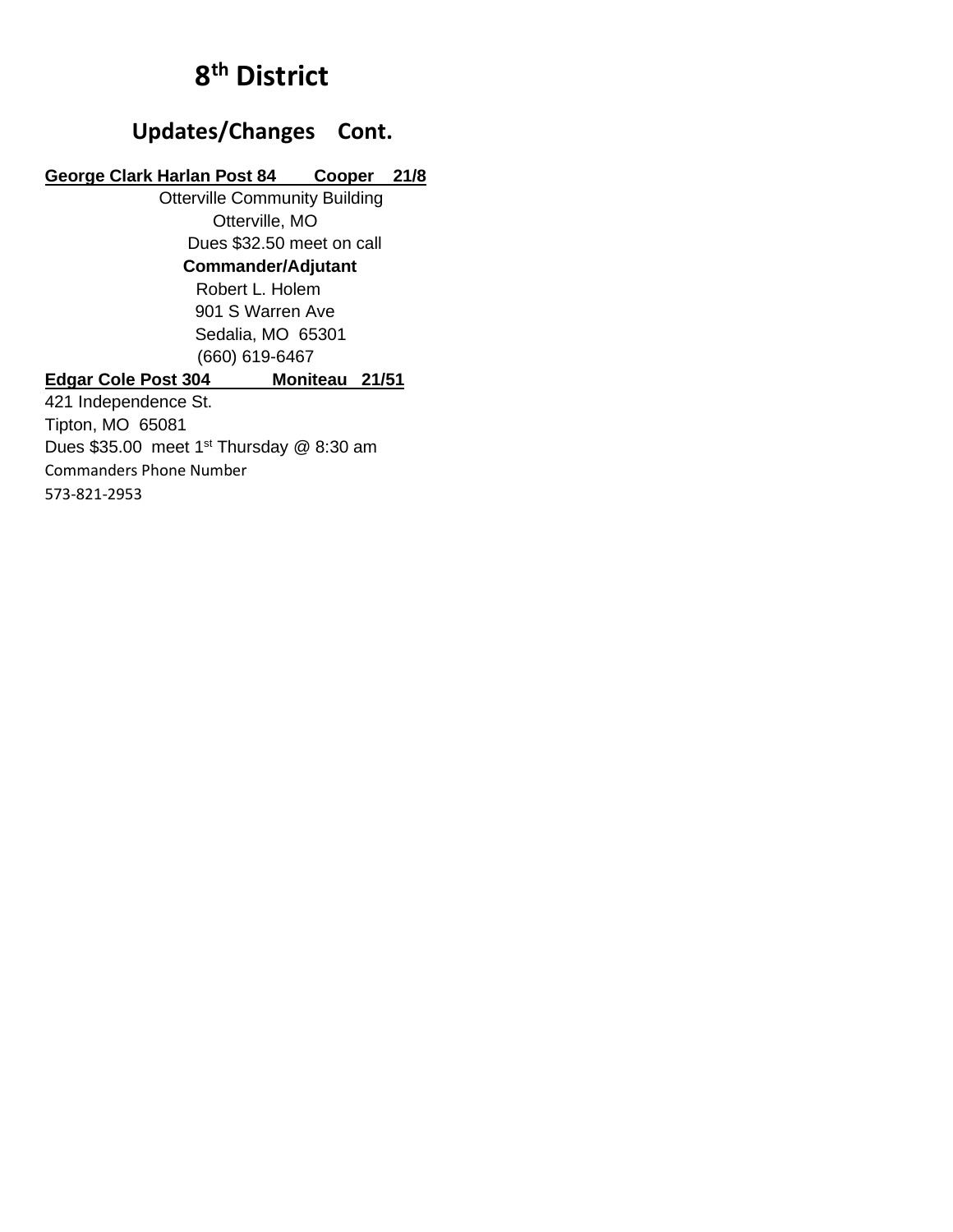# 8th District

## Updates/Changes Cont.

**George Clark Harlan Post 84 Cooper 21/8**

Otterville Community Building

Otterville, MO

Dues $32.50 meet on call

**Commander/Adjutant**

Robert L. Holem

901 S Warren Ave

Sedalia, MO 65301

(660) 619-6467

**Edgar Cole Post 304 Moniteau 21/51**

421 Independence St.

Tipton, MO 65081

Dues $35.00 meet 1st Thursday @ 8:30 am

Commanders Phone Number

573-821-2953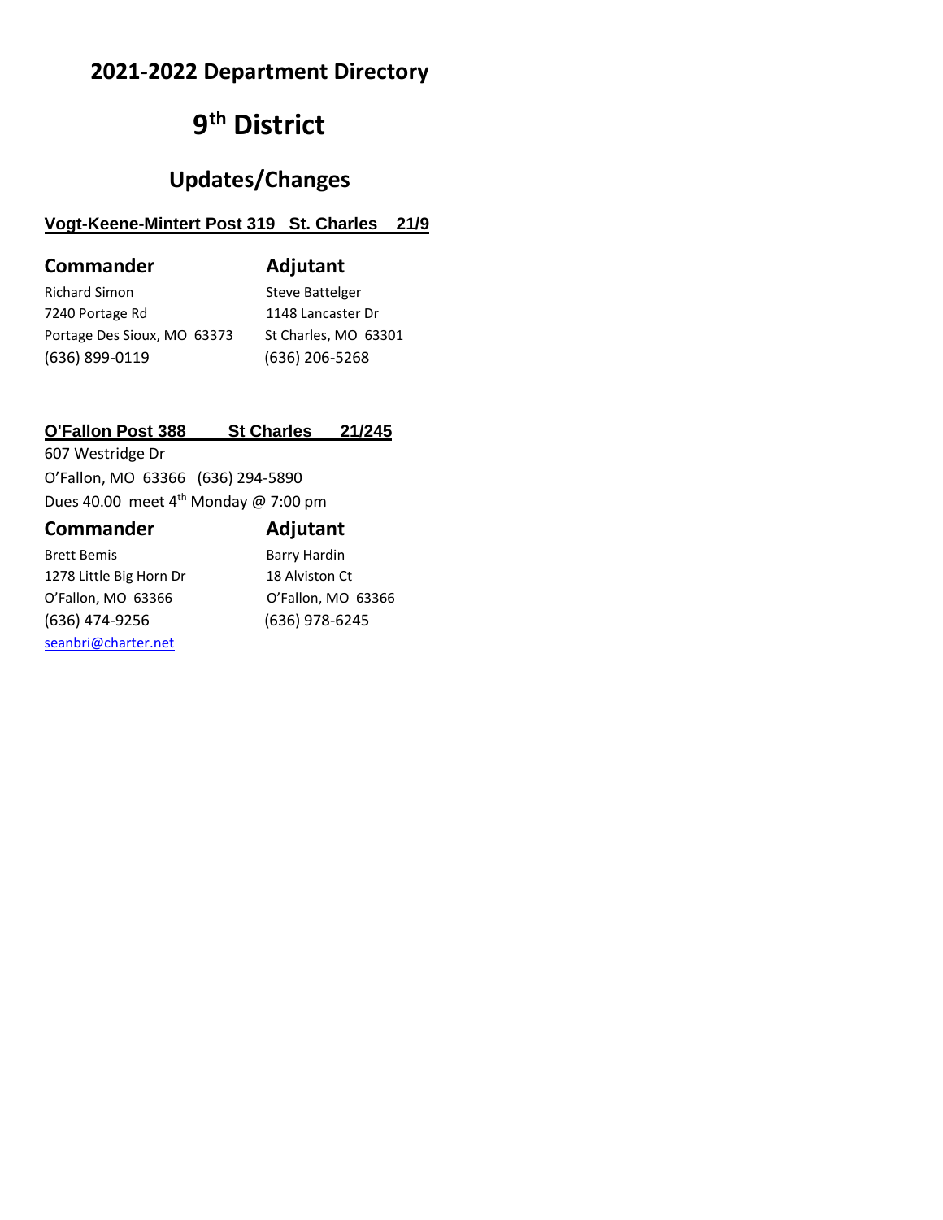## 2021-2022 Department Directory

# 9th District

## Updates/Changes

**Vogt-Keene-Mintert Post 319 St. Charles 21/9**

| Commander | Adjutant |
| --- | --- |
| Richard Simon | Steve Battelger |
| 7240 Portage Rd | 1148 Lancaster Dr |
| Portage Des Sioux, MO 63373 | St Charles, MO 63301 |
| (636) 899-0119 | (636) 206-5268 |

**O'Fallon Post 388 St Charles 21/245**

607 Westridge Dr
O'Fallon, MO 63366 (636) 294-5890
Dues 40.00 meet 4th Monday @ 7:00 pm

| Commander | Adjutant |
| --- | --- |
| Brett Bemis | Barry Hardin |
| 1278 Little Big Horn Dr | 18 Alviston Ct |
| O'Fallon, MO 63366 | O'Fallon, MO 63366 |
| (636) 474-9256 | (636) 978-6245 |
| seanbri@charter.net | |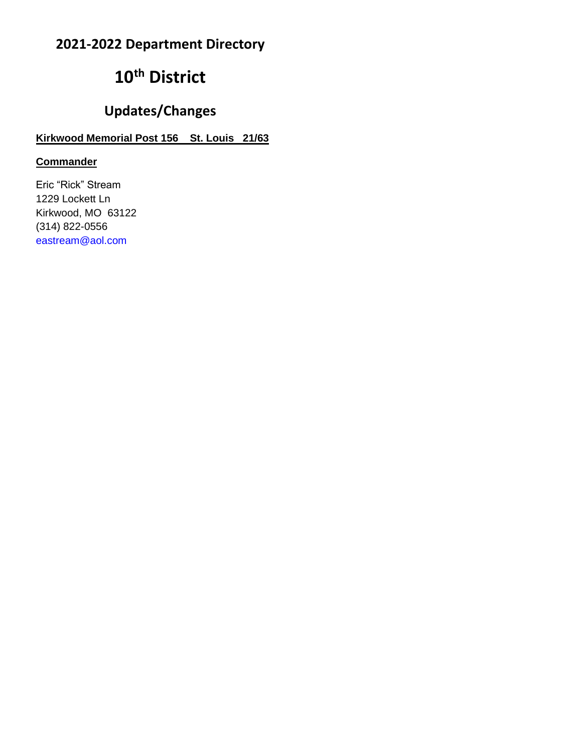## 2021-2022 Department Directory

# 10th District

## Updates/Changes

**Kirkwood Memorial Post 156 St. Louis 21/63**

**Commander**

Eric “Rick” Stream
1229 Lockett Ln
Kirkwood, MO 63122
(314) 822-0556
eastream@aol.com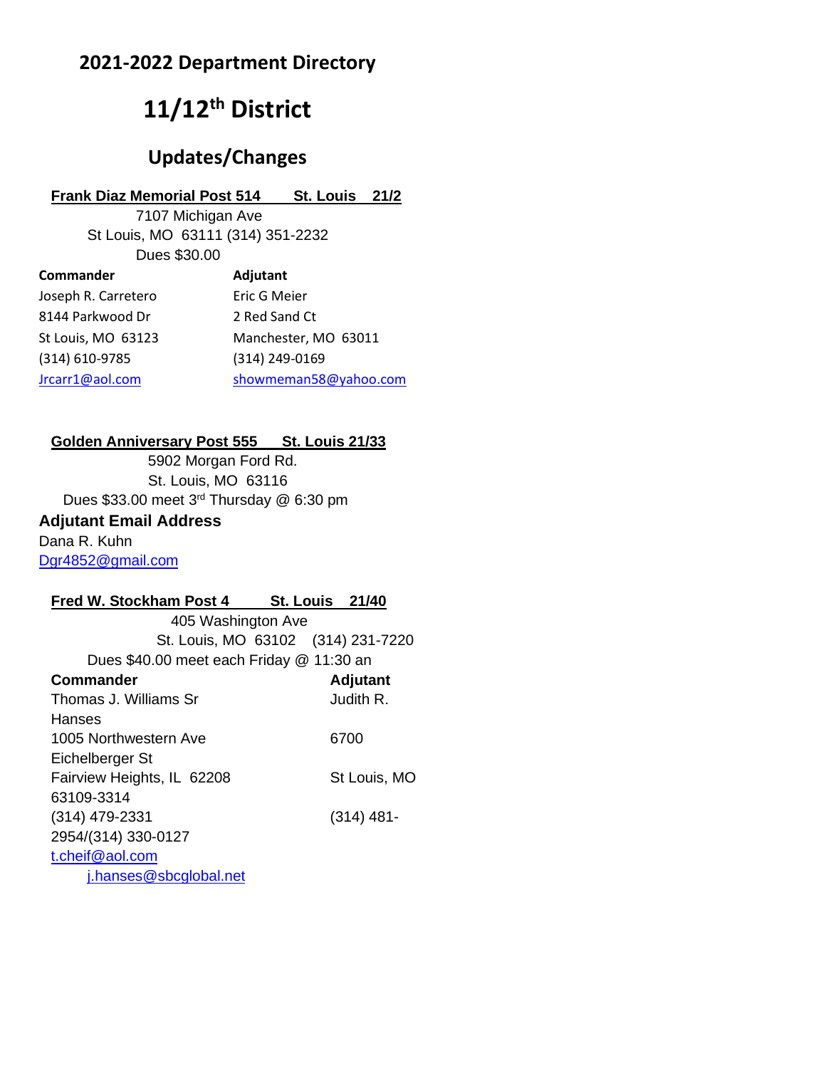## 2021-2022 Department Directory

# 11/12th District

## Updates/Changes

**Frank Diaz Memorial Post 514 St. Louis 21/2**

7107 Michigan Ave
St Louis, MO 63111 (314) 351-2232
Dues $30.00

| Commander | Adjutant |
| --- | --- |
| Joseph R. Carretero | Eric G Meier |
| 8144 Parkwood Dr | 2 Red Sand Ct |
| St Louis, MO 63123 | Manchester, MO 63011 |
| (314) 610-9785 | (314) 249-0169 |
| Jrcarr1@aol.com | showmeman58@yahoo.com |

**Golden Anniversary Post 555 St. Louis 21/33**

5902 Morgan Ford Rd.
St. Louis, MO 63116
Dues $33.00 meet 3rd Thursday @ 6:30 pm

**Adjutant Email Address**

Dana R. Kuhn
Dgr4852@gmail.com

**Fred W. Stockham Post 4 St. Louis 21/40**

405 Washington Ave
St. Louis, MO 63102 (314) 231-7220
Dues $40.00 meet each Friday @ 11:30 an

| Commander | Adjutant |
| --- | --- |
| Thomas J. Williams Sr | Judith R. Hanses |
| 1005 Northwestern Ave | 6700 Eichelberger St |
| Fairview Heights, IL 62208 | St Louis, MO 63109-3314 |
| (314) 479-2331 | (314) 481-2954/(314) 330-0127 |
| t.cheif@aol.com | j.hanses@sbcglobal.net |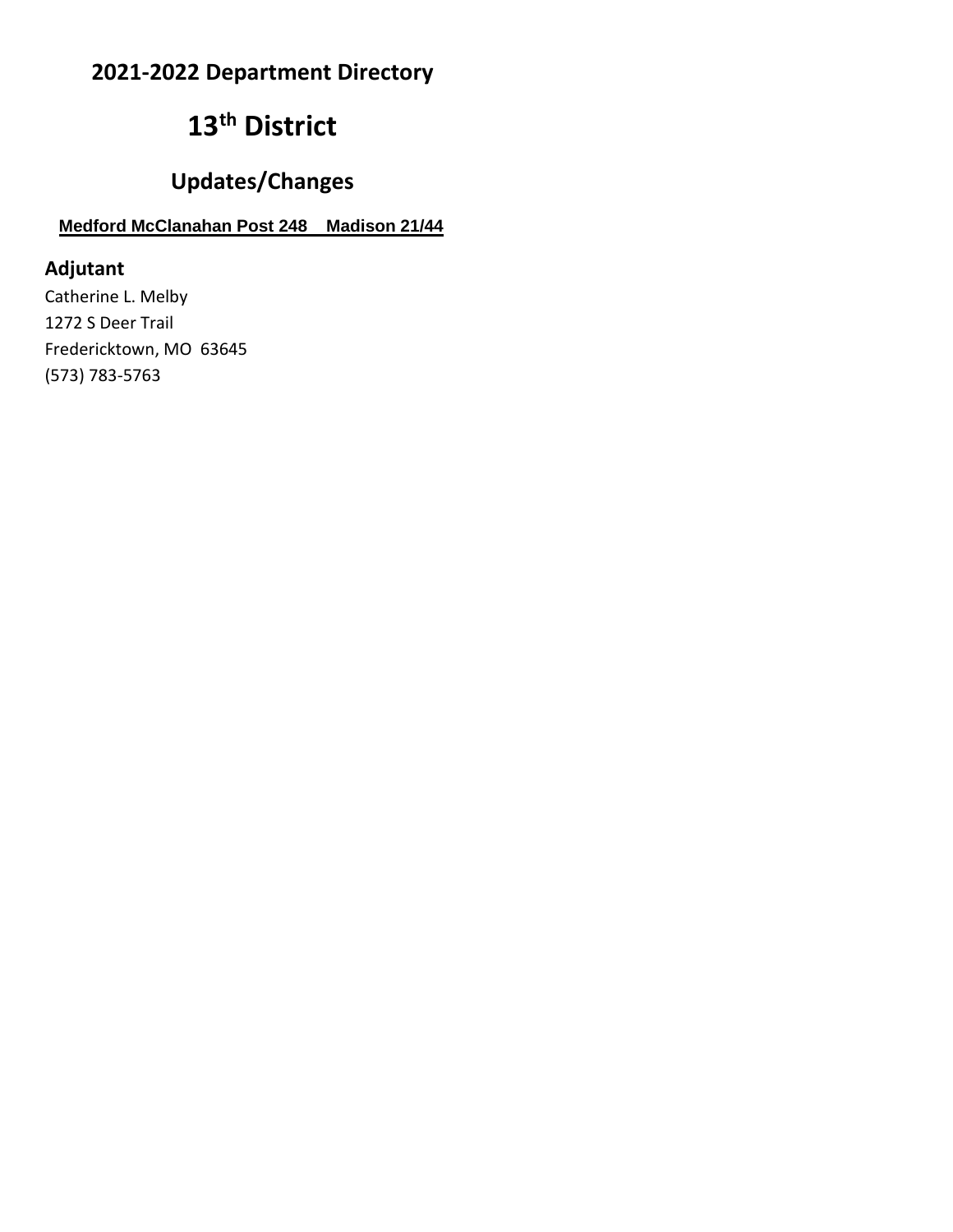# 2021-2022 Department Directory

# 13th District

## Updates/Changes

**Medford McClanahan Post 248    Madison 21/44**

### Adjutant

Catherine L. Melby
1272 S Deer Trail
Fredericktown, MO  63645
(573) 783-5763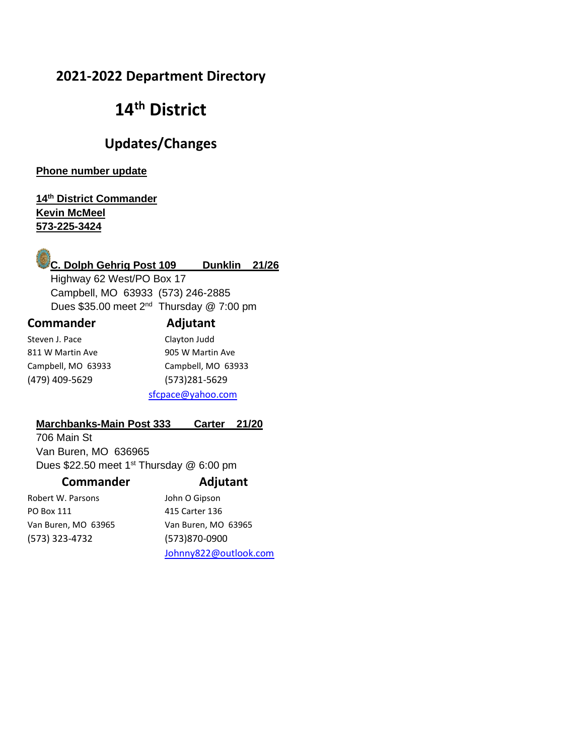## 2021-2022 Department Directory

# 14th District

## Updates/Changes

**Phone number update**

**14th District Commander**
**Kevin McMeel**
**573-225-3424**

**C. Dolph Gehrig Post 109 Dunklin 21/26**

Highway 62 West/PO Box 17
Campbell, MO 63933 (573) 246-2885
Dues $35.00 meet 2nd Thursday @ 7:00 pm

| Commander | Adjutant |
| --- | --- |
| Steven J. Pace | Clayton Judd |
| 811 W Martin Ave | 905 W Martin Ave |
| Campbell, MO 63933 | Campbell, MO 63933 |
| (479) 409-5629 | (573)281-5629 |
| | sfcpace@yahoo.com |

**Marchbanks-Main Post 333 Carter 21/20**

706 Main St
Van Buren, MO 636965
Dues $22.50 meet 1st Thursday @ 6:00 pm

| Commander | Adjutant |
| --- | --- |
| Robert W. Parsons | John O Gipson |
| PO Box 111 | 415 Carter 136 |
| Van Buren, MO 63965 | Van Buren, MO 63965 |
| (573) 323-4732 | (573)870-0900 |
| | Johnny822@outlook.com |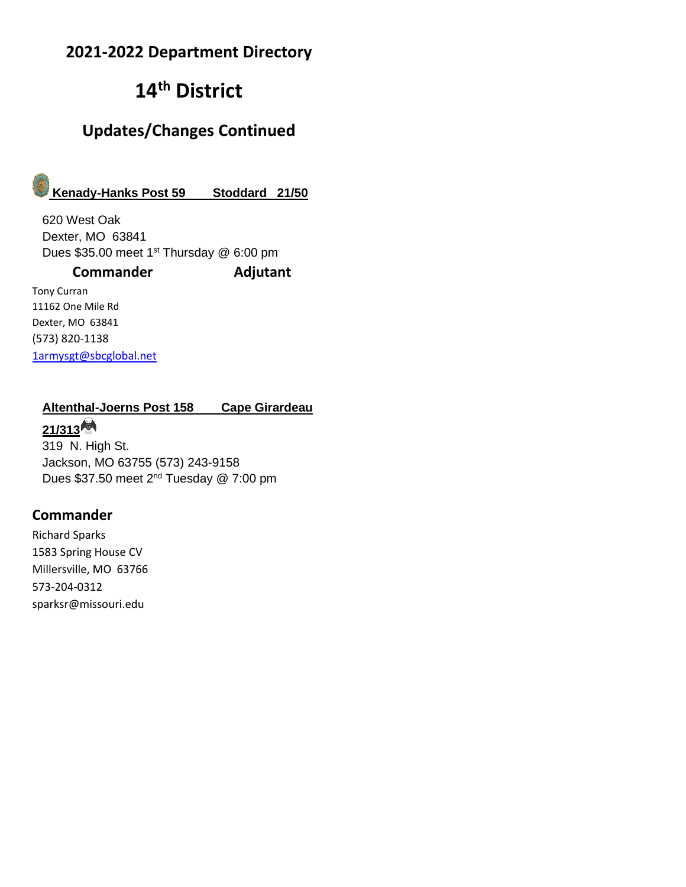# 2021-2022 Department Directory

# 14th District

## Updates/Changes Continued

### Kenady-Hanks Post 59 Stoddard 21/50

620 West Oak
Dexter, MO 63841
Dues $35.00 meet 1st Thursday @ 6:00 pm

**Commander** **Adjutant**

Tony Curran
11162 One Mile Rd
Dexter, MO 63841
(573) 820-1138
1armysgt@sbcglobal.net

### Altenthal-Joerns Post 158 Cape Girardeau 21/313

319 N. High St.
Jackson, MO 63755 (573) 243-9158
Dues $37.50 meet 2nd Tuesday @ 7:00 pm

**Commander**

Richard Sparks
1583 Spring House CV
Millersville, MO 63766
573-204-0312
sparksr@missouri.edu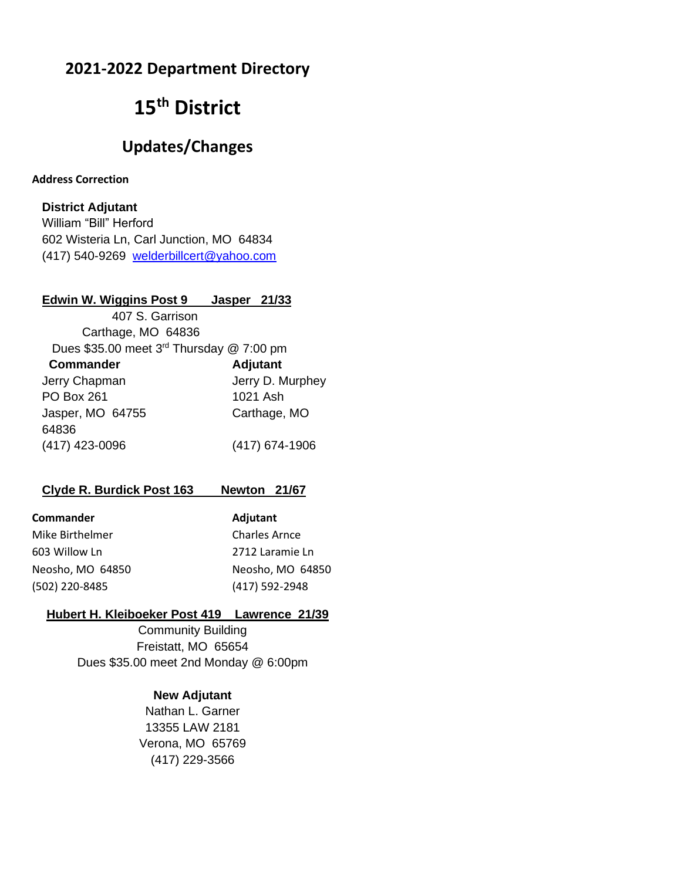## 2021-2022 Department Directory

# 15th District

## Updates/Changes

**Address Correction**

**District Adjutant**
William "Bill" Herford
602 Wisteria Ln, Carl Junction, MO 64834
(417) 540-9269 welderbillcert@yahoo.com

**Edwin W. Wiggins Post 9 Jasper 21/33**

407 S. Garrison
Carthage, MO 64836
Dues $35.00 meet 3rd Thursday @ 7:00 pm

| Commander | Adjutant |
|---|---|
| Jerry Chapman | Jerry D. Murphey |
| PO Box 261 | 1021 Ash |
| Jasper, MO 64755 | Carthage, MO 64836 |
| (417) 423-0096 | (417) 674-1906 |

**Clyde R. Burdick Post 163 Newton 21/67**

| Commander | Adjutant |
|---|---|
| Mike Birthelmer | Charles Arnce |
| 603 Willow Ln | 2712 Laramie Ln |
| Neosho, MO 64850 | Neosho, MO 64850 |
| (502) 220-8485 | (417) 592-2948 |

**Hubert H. Kleiboeker Post 419 Lawrence 21/39**

Community Building
Freistatt, MO 65654
Dues $35.00 meet 2nd Monday @ 6:00pm

**New Adjutant**
Nathan L. Garner
13355 LAW 2181
Verona, MO 65769
(417) 229-3566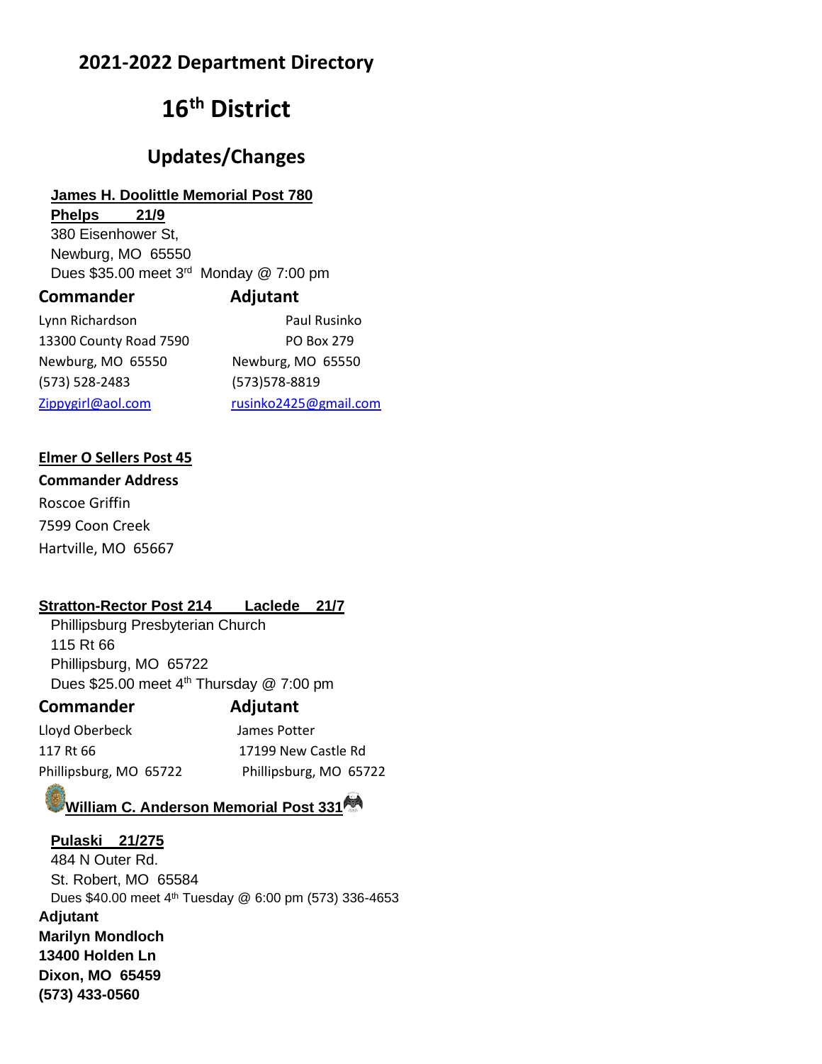## 2021-2022 Department Directory

# 16th District

## Updates/Changes

**James H. Doolittle Memorial Post 780**
**Phelps 21/9**
380 Eisenhower St,
Newburg, MO 65550
Dues $35.00 meet 3rd Monday @ 7:00 pm

| **Commander** | **Adjutant** |
|---|---|
| Lynn Richardson | Paul Rusinko |
| 13300 County Road 7590 | PO Box 279 |
| Newburg, MO 65550 | Newburg, MO 65550 |
| (573) 528-2483 | (573)578-8819 |
| Zippygirl@aol.com | rusinko2425@gmail.com |

**Elmer O Sellers Post 45**

**Commander Address**

Roscoe Griffin
7599 Coon Creek
Hartville, MO 65667

**Stratton-Rector Post 214 Laclede 21/7**
Phillipsburg Presbyterian Church
115 Rt 66
Phillipsburg, MO 65722
Dues $25.00 meet 4th Thursday @ 7:00 pm

| **Commander** | **Adjutant** |
|---|---|
| Lloyd Oberbeck | James Potter |
| 117 Rt 66 | 17199 New Castle Rd |
| Phillipsburg, MO 65722 | Phillipsburg, MO 65722 |

**William C. Anderson Memorial Post 331**

**Pulaski 21/275**
484 N Outer Rd.
St. Robert, MO 65584
Dues $40.00 meet 4th Tuesday @ 6:00 pm (573) 336-4653

**Adjutant**
**Marilyn Mondloch**
**13400 Holden Ln**
**Dixon, MO 65459**
**(573) 433-0560**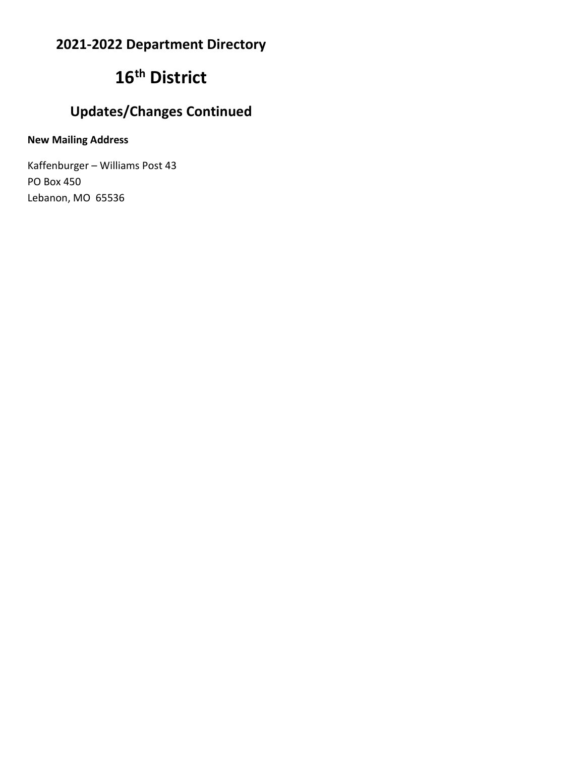## 2021-2022 Department Directory

# 16th District

## Updates/Changes Continued

**New Mailing Address**

Kaffenburger – Williams Post 43
PO Box 450
Lebanon, MO  65536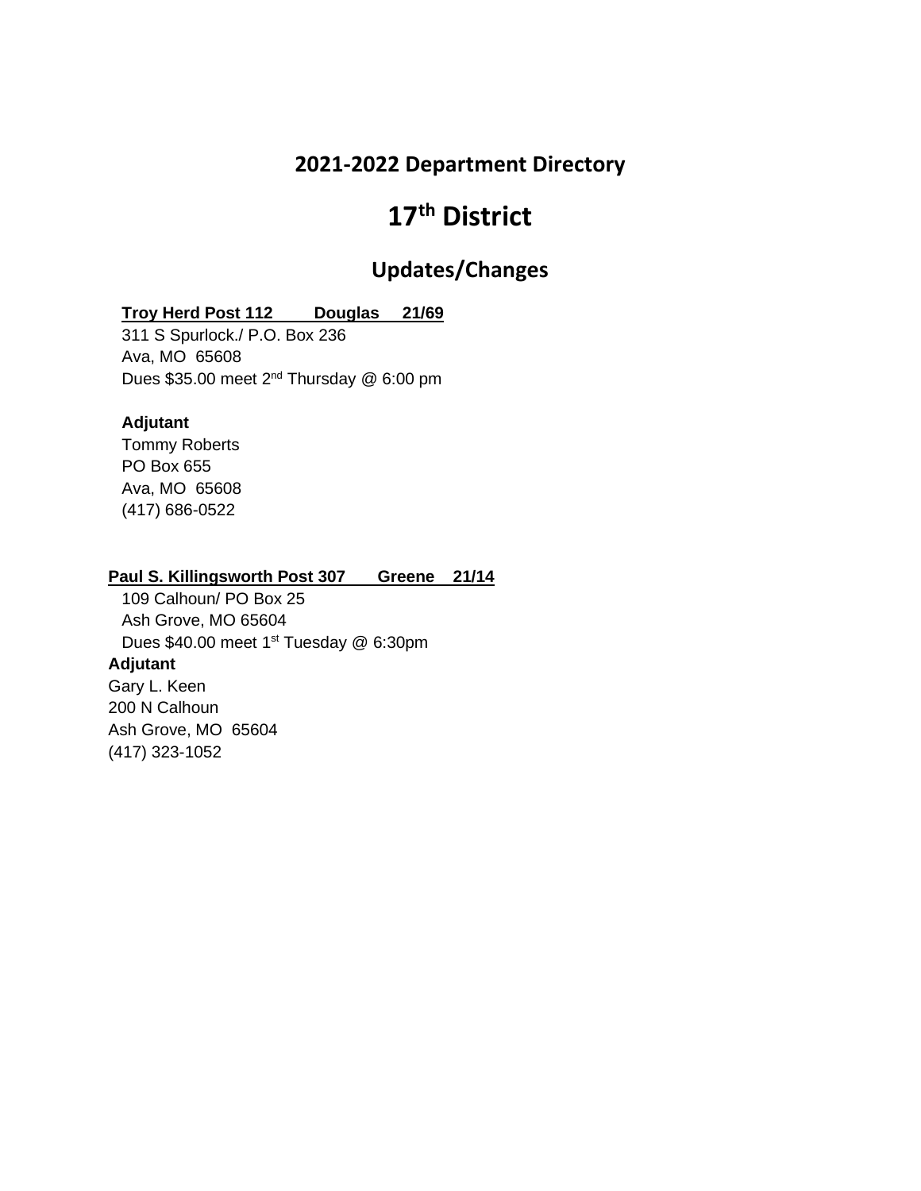## 2021-2022 Department Directory

# 17th District

## Updates/Changes

**Troy Herd Post 112 Douglas 21/69**

311 S Spurlock./ P.O. Box 236
Ava, MO 65608
Dues $35.00 meet 2nd Thursday @ 6:00 pm

**Adjutant**
Tommy Roberts
PO Box 655
Ava, MO 65608
(417) 686-0522

**Paul S. Killingsworth Post 307 Greene 21/14**

109 Calhoun/ PO Box 25
Ash Grove, MO 65604
Dues $40.00 meet 1st Tuesday @ 6:30pm

**Adjutant**
Gary L. Keen
200 N Calhoun
Ash Grove, MO 65604
(417) 323-1052